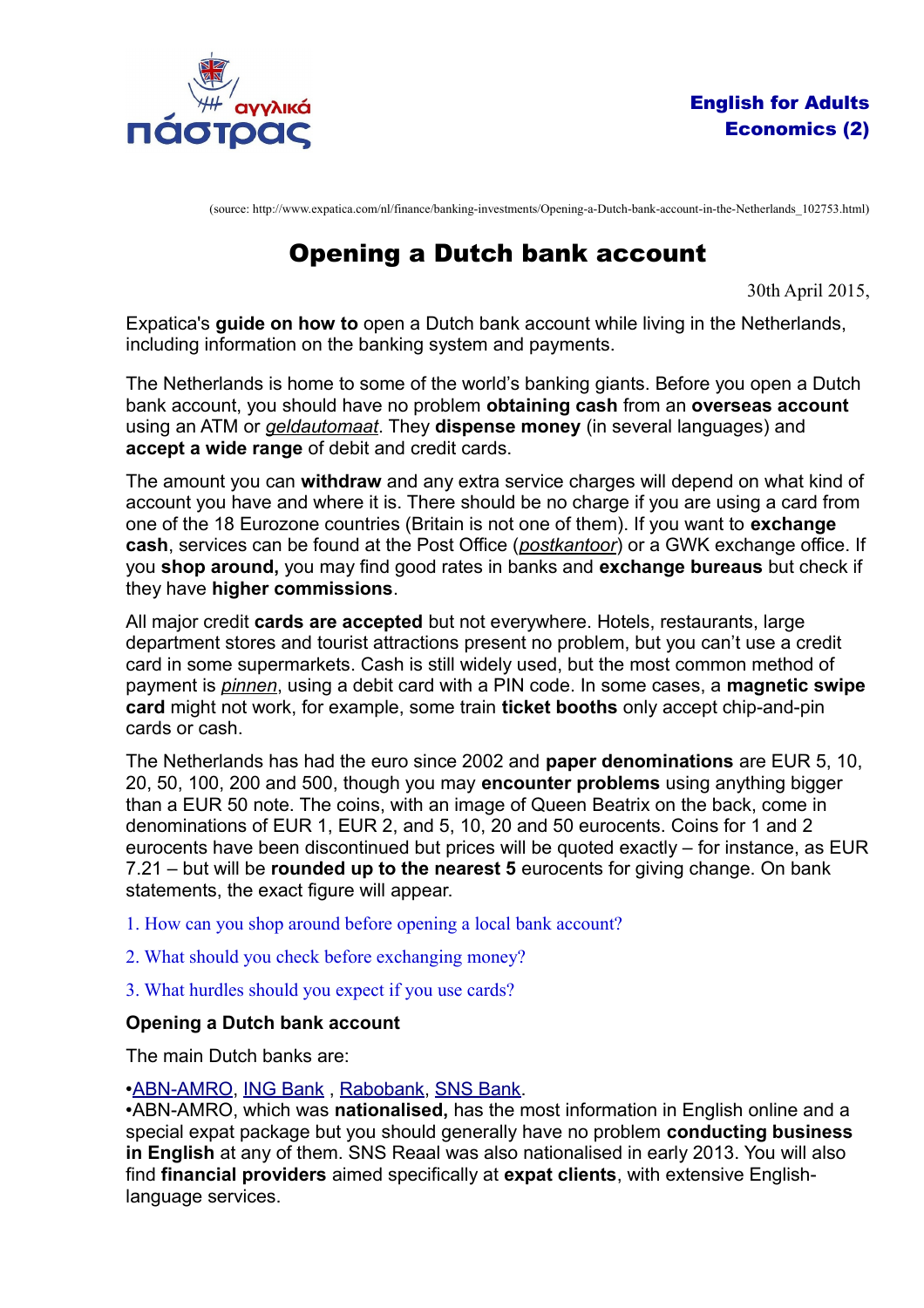English for Adults
Economics (2)

(source: http://www.expatica.com/nl/finance/banking-investments/Opening-a-Dutch-bank-account-in-the-Netherlands_102753.html)

# Opening a Dutch bank account

30th April 2015,

Expatica's **guide on how to** open a Dutch bank account while living in the Netherlands, including information on the banking system and payments.

The Netherlands is home to some of the world's banking giants. Before you open a Dutch bank account, you should have no problem **obtaining cash** from an **overseas account** using an ATM or *geldautomaat*. They **dispense money** (in several languages) and **accept a wide range** of debit and credit cards.

The amount you can **withdraw** and any extra service charges will depend on what kind of account you have and where it is. There should be no charge if you are using a card from one of the 18 Eurozone countries (Britain is not one of them). If you want to **exchange cash**, services can be found at the Post Office (*postkantoor*) or a GWK exchange office. If you **shop around,** you may find good rates in banks and **exchange bureaus** but check if they have **higher commissions**.

All major credit **cards are accepted** but not everywhere. Hotels, restaurants, large department stores and tourist attractions present no problem, but you can't use a credit card in some supermarkets. Cash is still widely used, but the most common method of payment is *pinnen*, using a debit card with a PIN code. In some cases, a **magnetic swipe card** might not work, for example, some train **ticket booths** only accept chip-and-pin cards or cash.

The Netherlands has had the euro since 2002 and **paper denominations** are EUR 5, 10, 20, 50, 100, 200 and 500, though you may **encounter problems** using anything bigger than a EUR 50 note. The coins, with an image of Queen Beatrix on the back, come in denominations of EUR 1, EUR 2, and 5, 10, 20 and 50 eurocents. Coins for 1 and 2 eurocents have been discontinued but prices will be quoted exactly – for instance, as EUR 7.21 – but will be **rounded up to the nearest 5** eurocents for giving change. On bank statements, the exact figure will appear.

1. How can you shop around before opening a local bank account?

2. What should you check before exchanging money?

3. What hurdles should you expect if you use cards?

**Opening a Dutch bank account**

The main Dutch banks are:

•ABN-AMRO, ING Bank , Rabobank, SNS Bank.
•ABN-AMRO, which was **nationalised,** has the most information in English online and a special expat package but you should generally have no problem **conducting business in English** at any of them. SNS Reaal was also nationalised in early 2013. You will also find **financial providers** aimed specifically at **expat clients**, with extensive English-language services.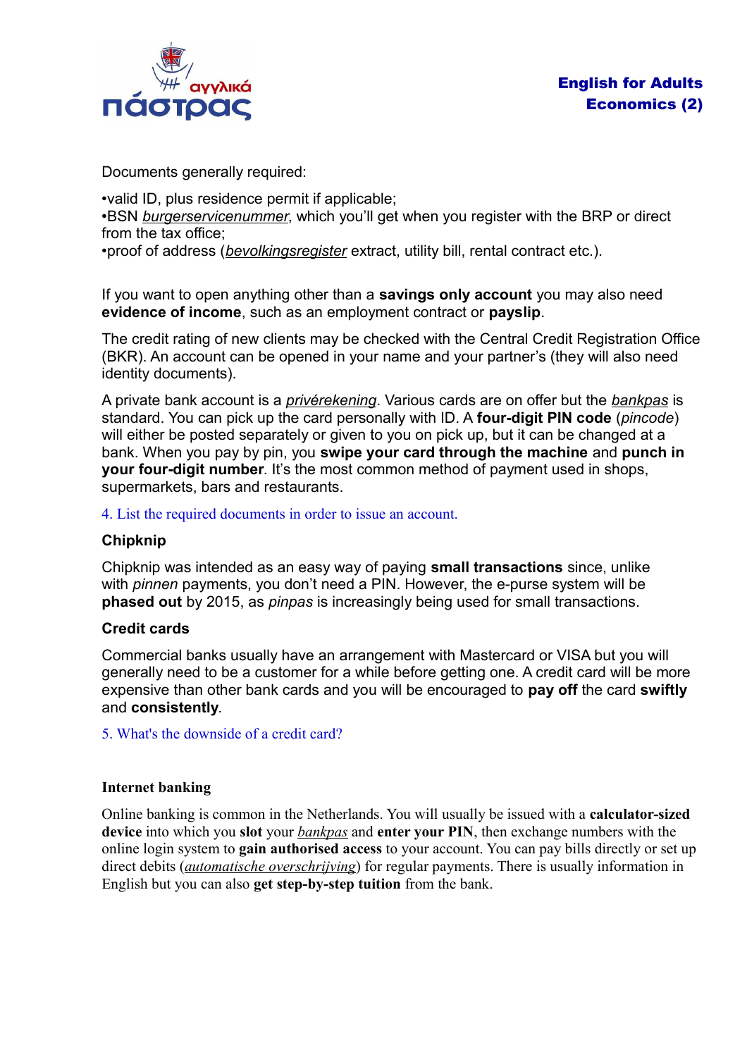Documents generally required:

•valid ID, plus residence permit if applicable;
•BSN *burgerservicenummer*, which you'll get when you register with the BRP or direct from the tax office;
•proof of address (*bevolkingsregister* extract, utility bill, rental contract etc.).

If you want to open anything other than a **savings only account** you may also need **evidence of income**, such as an employment contract or **payslip**.

The credit rating of new clients may be checked with the Central Credit Registration Office (BKR). An account can be opened in your name and your partner's (they will also need identity documents).

A private bank account is a *privérekening*. Various cards are on offer but the *bankpas* is standard. You can pick up the card personally with ID. A **four-digit PIN code** (*pincode*) will either be posted separately or given to you on pick up, but it can be changed at a bank. When you pay by pin, you **swipe your card through the machine** and **punch in your four-digit number**. It's the most common method of payment used in shops, supermarkets, bars and restaurants.

4. List the required documents in order to issue an account.

### Chipknip

Chipknip was intended as an easy way of paying **small transactions** since, unlike with *pinnen* payments, you don't need a PIN. However, the e-purse system will be **phased out** by 2015, as *pinpas* is increasingly being used for small transactions.

### Credit cards

Commercial banks usually have an arrangement with Mastercard or VISA but you will generally need to be a customer for a while before getting one. A credit card will be more expensive than other bank cards and you will be encouraged to **pay off** the card **swiftly** and **consistently**.

5. What's the downside of a credit card?

### Internet banking

Online banking is common in the Netherlands. You will usually be issued with a **calculator-sized device** into which you **slot** your *bankpas* and **enter your PIN**, then exchange numbers with the online login system to **gain authorised access** to your account. You can pay bills directly or set up direct debits (*automatische overschrijving*) for regular payments. There is usually information in English but you can also **get step-by-step tuition** from the bank.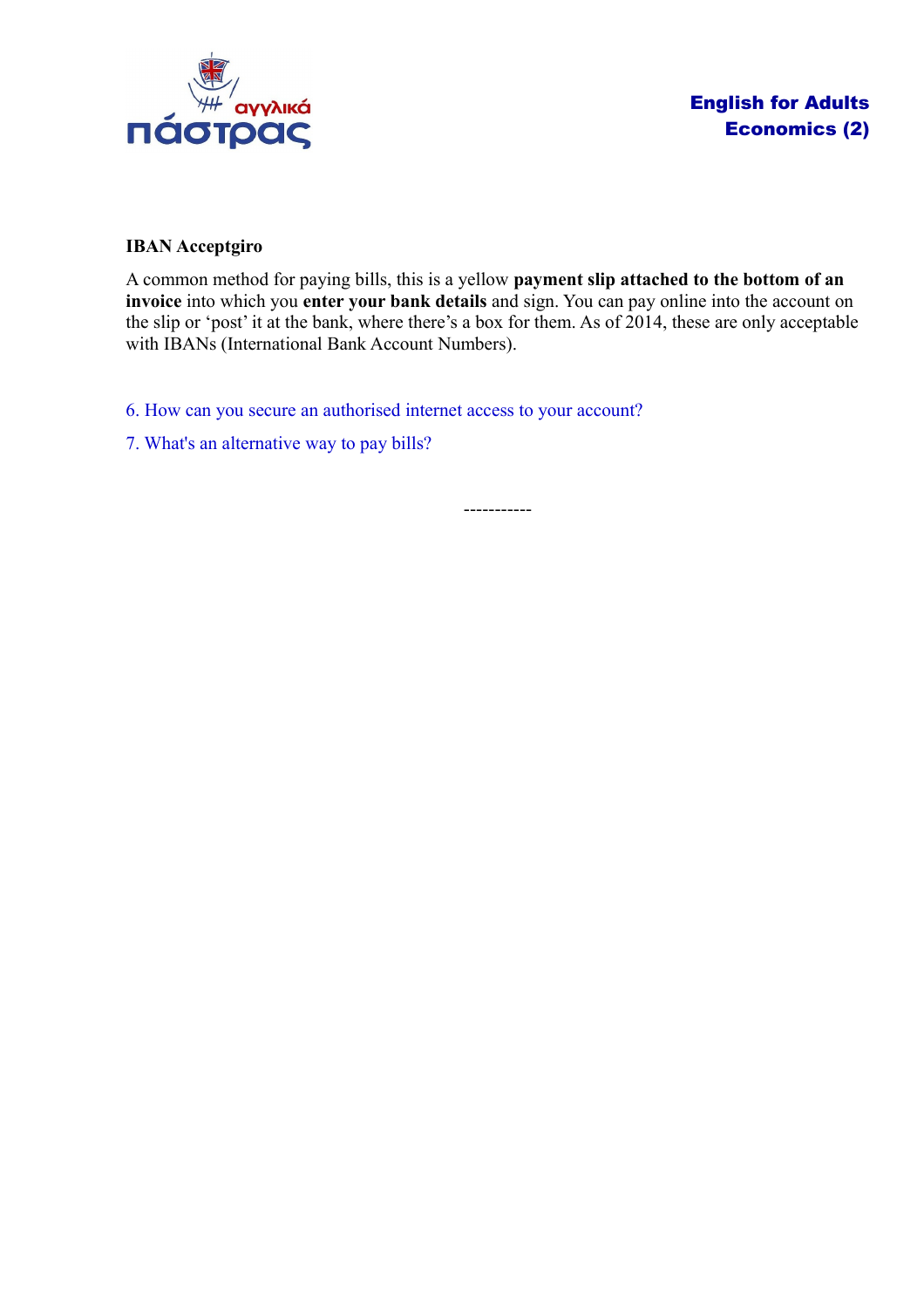**IBAN Acceptgiro**

A common method for paying bills, this is a yellow **payment slip attached to the bottom of an invoice** into which you **enter your bank details** and sign. You can pay online into the account on the slip or ‘post’ it at the bank, where there’s a box for them. As of 2014, these are only acceptable with IBANs (International Bank Account Numbers).

6. How can you secure an authorised internet access to your account?

7. What's an alternative way to pay bills?

-----------